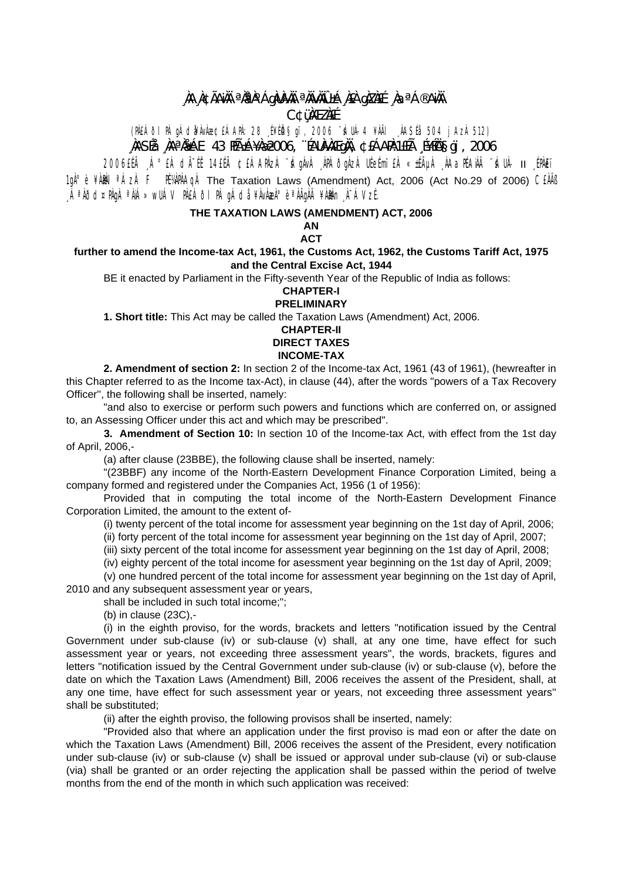¸ÀA¸À¢ÃAiÀÄ ªÀåªÀºÁgÀUÀ¼ÀÄ ªÀÄvÀÄÛ ±Á¸À£À gÀZÀ£É ¸ÀaªÁ®AiÀÄ

C¢ü¸ÀÆZÀ£É

(PÀ£ÁðlPÀ gÁdå¥ÀvÀæ ¢£ÁAPÀ: 28 ¸É¥ÉÖA§gï, 2006 ¨sÁUÀ-4 ¥ÀÄl ¸ÀASÉå 504 jAzÀ 512)

¸ÀASÉå ¸ÀAªÀå±ÁE 43 PÉÃAzÀæ/2006, ¨ÉAUÀ¼ÀÆgÀÄ, ¢£ÁAPÀ 1£ÉÃ ¸É¥ÉÖA§gï, 2006

2006£ÉÃ ¸Á°£À dÆ£ï 14£ÉÃ ¢£ÁAPÀzÀ ¨sÁgÀvÀ ¸ÀPÁðgÀzÀ UÉeÉmï£À «±ÉÃµÀ ¸ÀAaPÉAiÀÄ ¨sÁUÀ- II ¸ÉPÀë£ï 1gÀ°è ¥ÀæPÀlªÁzÀ F PɼÀPÀAqÀ The Taxation Laws (Amendment) Act, 2006 (Act No.29 of 2006) C£ÀÄß ¸ÁªÀðd¤PÀgÀ ªÀiÁ»wUÁV PÀ£ÁðlPÀ gÁdå¥ÀvÀæzÀ°è ªÀÄgÀÄ ¥ÀæPÀn¸À¯ÁVzÉ.

# THE TAXATION LAWS (AMENDMENT) ACT, 2006

## AN
## ACT

**further to amend the Income-tax Act, 1961, the Customs Act, 1962, the Customs Tariff Act, 1975 and the Central Excise Act, 1944**

BE it enacted by Parliament in the Fifty-seventh Year of the Republic of India as follows:

## CHAPTER-I
## PRELIMINARY

**1. Short title:** This Act may be called the Taxation Laws (Amendment) Act, 2006.

## CHAPTER-II
## DIRECT TAXES
## INCOME-TAX

**2. Amendment of section 2:** In section 2 of the Income-tax Act, 1961 (43 of 1961), (hewreafter in this Chapter referred to as the Income tax-Act), in clause (44), after the words "powers of a Tax Recovery Officer", the following shall be inserted, namely:

"and also to exercise or perform such powers and functions which are conferred on, or assigned to, an Assessing Officer under this act and which may be prescribed".

**3. Amendment of Section 10:** In section 10 of the Income-tax Act, with effect from the 1st day of April, 2006,-

(a) after clause (23BBE), the following clause shall be inserted, namely:

"(23BBF) any income of the North-Eastern Development Finance Corporation Limited, being a company formed and registered under the Companies Act, 1956 (1 of 1956):

Provided that in computing the total income of the North-Eastern Development Finance Corporation Limited, the amount to the extent of-

(i) twenty percent of the total income for assessment year beginning on the 1st day of April, 2006;

(ii) forty percent of the total income for assessment year beginning on the 1st day of April, 2007;

(iii) sixty percent of the total income for assessment year beginning on the 1st day of April, 2008;

(iv) eighty percent of the total income for asessment year beginning on the 1st day of April, 2009;

(v) one hundred percent of the total income for assessment year beginning on the 1st day of April, 2010 and any subsequent assessment year or years,

shall be included in such total income;";

(b) in clause (23C),-

(i) in the eighth proviso, for the words, brackets and letters "notification issued by the Central Government under sub-clause (iv) or sub-clause (v) shall, at any one time, have effect for such assessment year or years, not exceeding three assessment years", the words, brackets, figures and letters "notification issued by the Central Government under sub-clause (iv) or sub-clause (v), before the date on which the Taxation Laws (Amendment) Bill, 2006 receives the assent of the President, shall, at any one time, have effect for such assessment year or years, not exceeding three assessment years" shall be substituted;

(ii) after the eighth proviso, the following provisos shall be inserted, namely:

"Provided also that where an application under the first proviso is mad eon or after the date on which the Taxation Laws (Amendment) Bill, 2006 receives the assent of the President, every notification under sub-clause (iv) or sub-clause (v) shall be issued or approval under sub-clause (vi) or sub-clause (via) shall be granted or an order rejecting the application shall be passed within the period of twelve months from the end of the month in which such application was received: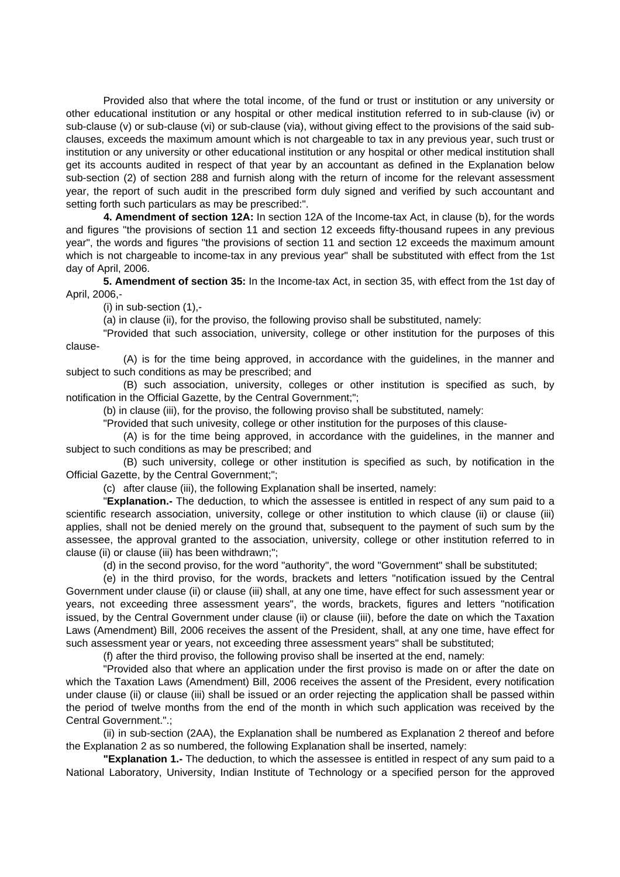Provided also that where the total income, of the fund or trust or institution or any university or other educational institution or any hospital or other medical institution referred to in sub-clause (iv) or sub-clause (v) or sub-clause (vi) or sub-clause (via), without giving effect to the provisions of the said sub-clauses, exceeds the maximum amount which is not chargeable to tax in any previous year, such trust or institution or any university or other educational institution or any hospital or other medical institution shall get its accounts audited in respect of that year by an accountant as defined in the Explanation below sub-section (2) of section 288 and furnish along with the return of income for the relevant assessment year, the report of such audit in the prescribed form duly signed and verified by such accountant and setting forth such particulars as may be prescribed:".

**4. Amendment of section 12A:** In section 12A of the Income-tax Act, in clause (b), for the words and figures "the provisions of section 11 and section 12 exceeds fifty-thousand rupees in any previous year", the words and figures "the provisions of section 11 and section 12 exceeds the maximum amount which is not chargeable to income-tax in any previous year" shall be substituted with effect from the 1st day of April, 2006.

**5. Amendment of section 35:** In the Income-tax Act, in section 35, with effect from the 1st day of April, 2006,-

(i) in sub-section (1),-

(a) in clause (ii), for the proviso, the following proviso shall be substituted, namely:

"Provided that such association, university, college or other institution for the purposes of this clause-

(A) is for the time being approved, in accordance with the guidelines, in the manner and subject to such conditions as may be prescribed; and

(B) such association, university, colleges or other institution is specified as such, by notification in the Official Gazette, by the Central Government;";

(b) in clause (iii), for the proviso, the following proviso shall be substituted, namely:

"Provided that such univesity, college or other institution for the purposes of this clause-

(A) is for the time being approved, in accordance with the guidelines, in the manner and subject to such conditions as may be prescribed; and

(B) such university, college or other institution is specified as such, by notification in the Official Gazette, by the Central Government;";

(c) after clause (iii), the following Explanation shall be inserted, namely:

"**Explanation.-** The deduction, to which the assessee is entitled in respect of any sum paid to a scientific research association, university, college or other institution to which clause (ii) or clause (iii) applies, shall not be denied merely on the ground that, subsequent to the payment of such sum by the assessee, the approval granted to the association, university, college or other institution referred to in clause (ii) or clause (iii) has been withdrawn;";

(d) in the second proviso, for the word "authority", the word "Government" shall be substituted;

(e) in the third proviso, for the words, brackets and letters "notification issued by the Central Government under clause (ii) or clause (iii) shall, at any one time, have effect for such assessment year or years, not exceeding three assessment years", the words, brackets, figures and letters "notification issued, by the Central Government under clause (ii) or clause (iii), before the date on which the Taxation Laws (Amendment) Bill, 2006 receives the assent of the President, shall, at any one time, have effect for such assessment year or years, not exceeding three assessment years" shall be substituted;

(f) after the third proviso, the following proviso shall be inserted at the end, namely:

"Provided also that where an application under the first proviso is made on or after the date on which the Taxation Laws (Amendment) Bill, 2006 receives the assent of the President, every notification under clause (ii) or clause (iii) shall be issued or an order rejecting the application shall be passed within the period of twelve months from the end of the month in which such application was received by the Central Government.".;

(ii) in sub-section (2AA), the Explanation shall be numbered as Explanation 2 thereof and before the Explanation 2 as so numbered, the following Explanation shall be inserted, namely:

**"Explanation 1.-** The deduction, to which the assessee is entitled in respect of any sum paid to a National Laboratory, University, Indian Institute of Technology or a specified person for the approved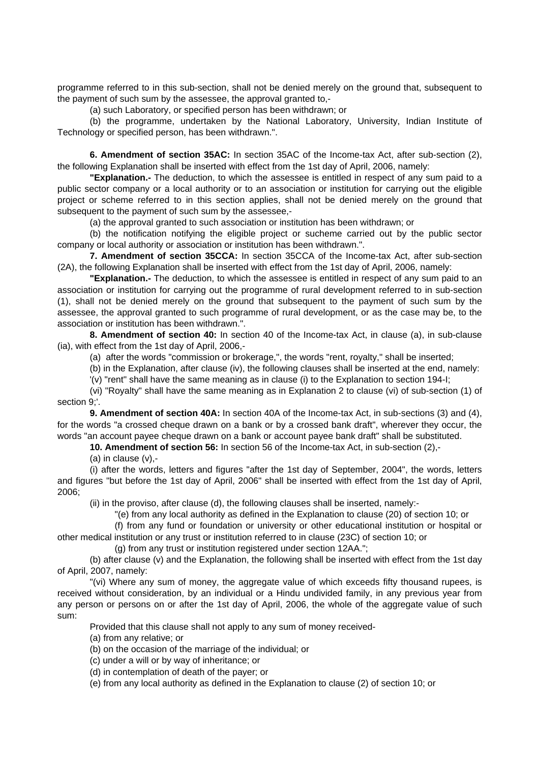programme referred to in this sub-section, shall not be denied merely on the ground that, subsequent to the payment of such sum by the assessee, the approval granted to,-

(a) such Laboratory, or specified person has been withdrawn; or

(b) the programme, undertaken by the National Laboratory, University, Indian Institute of Technology or specified person, has been withdrawn.".

**6. Amendment of section 35AC:** In section 35AC of the Income-tax Act, after sub-section (2), the following Explanation shall be inserted with effect from the 1st day of April, 2006, namely:

**"Explanation.-** The deduction, to which the assessee is entitled in respect of any sum paid to a public sector company or a local authority or to an association or institution for carrying out the eligible project or scheme referred to in this section applies, shall not be denied merely on the ground that subsequent to the payment of such sum by the assessee,-

(a) the approval granted to such association or institution has been withdrawn; or

(b) the notification notifying the eligible project or sucheme carried out by the public sector company or local authority or association or institution has been withdrawn.".

**7. Amendment of section 35CCA:** In section 35CCA of the Income-tax Act, after sub-section (2A), the following Explanation shall be inserted with effect from the 1st day of April, 2006, namely:

**"Explanation.-** The deduction, to which the assessee is entitled in respect of any sum paid to an association or institution for carrying out the programme of rural development referred to in sub-section (1), shall not be denied merely on the ground that subsequent to the payment of such sum by the assessee, the approval granted to such programme of rural development, or as the case may be, to the association or institution has been withdrawn.".

**8. Amendment of section 40:** In section 40 of the Income-tax Act, in clause (a), in sub-clause (ia), with effect from the 1st day of April, 2006,-

(a) after the words "commission or brokerage,", the words "rent, royalty," shall be inserted;

(b) in the Explanation, after clause (iv), the following clauses shall be inserted at the end, namely:

'(v) "rent" shall have the same meaning as in clause (i) to the Explanation to section 194-I;

(vi) "Royalty" shall have the same meaning as in Explanation 2 to clause (vi) of sub-section (1) of section 9;'.

**9. Amendment of section 40A:** In section 40A of the Income-tax Act, in sub-sections (3) and (4), for the words "a crossed cheque drawn on a bank or by a crossed bank draft", wherever they occur, the words "an account payee cheque drawn on a bank or account payee bank draft" shall be substituted.

**10. Amendment of section 56:** In section 56 of the Income-tax Act, in sub-section (2),-

(a) in clause (v),-

(i) after the words, letters and figures "after the 1st day of September, 2004", the words, letters and figures "but before the 1st day of April, 2006" shall be inserted with effect from the 1st day of April, 2006;

(ii) in the proviso, after clause (d), the following clauses shall be inserted, namely:-

"(e) from any local authority as defined in the Explanation to clause (20) of section 10; or

(f) from any fund or foundation or university or other educational institution or hospital or other medical institution or any trust or institution referred to in clause (23C) of section 10; or

(g) from any trust or institution registered under section 12AA.";

(b) after clause (v) and the Explanation, the following shall be inserted with effect from the 1st day of April, 2007, namely:

"(vi) Where any sum of money, the aggregate value of which exceeds fifty thousand rupees, is received without consideration, by an individual or a Hindu undivided family, in any previous year from any person or persons on or after the 1st day of April, 2006, the whole of the aggregate value of such sum:

Provided that this clause shall not apply to any sum of money received-

(a) from any relative; or

(b) on the occasion of the marriage of the individual; or

(c) under a will or by way of inheritance; or

(d) in contemplation of death of the payer; or

(e) from any local authority as defined in the Explanation to clause (2) of section 10; or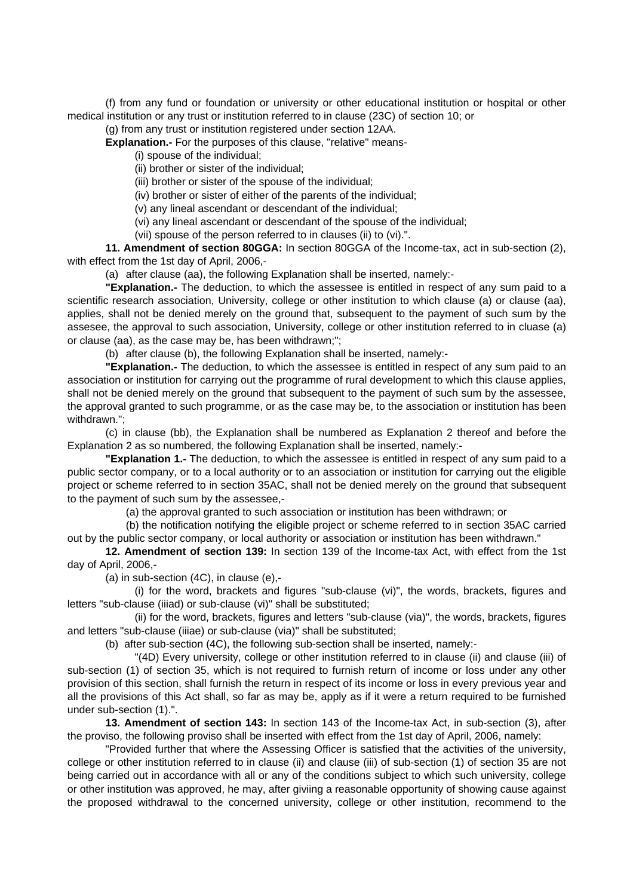(f) from any fund or foundation or university or other educational institution or hospital or other medical institution or any trust or institution referred to in clause (23C) of section 10; or

(g) from any trust or institution registered under section 12AA.

**Explanation.-** For the purposes of this clause, "relative" means-

(i) spouse of the individual;

(ii) brother or sister of the individual;

(iii) brother or sister of the spouse of the individual;

(iv) brother or sister of either of the parents of the individual;

(v) any lineal ascendant or descendant of the individual;

(vi) any lineal ascendant or descendant of the spouse of the individual;

(vii) spouse of the person referred to in clauses (ii) to (vi).".

**11. Amendment of section 80GGA:** In section 80GGA of the Income-tax, act in sub-section (2), with effect from the 1st day of April, 2006,-

(a) after clause (aa), the following Explanation shall be inserted, namely:-

**"Explanation.-** The deduction, to which the assessee is entitled in respect of any sum paid to a scientific research association, University, college or other institution to which clause (a) or clause (aa), applies, shall not be denied merely on the ground that, subsequent to the payment of such sum by the assesee, the approval to such association, University, college or other institution referred to in cluase (a) or clause (aa), as the case may be, has been withdrawn;";

(b) after clause (b), the following Explanation shall be inserted, namely:-

**"Explanation.-** The deduction, to which the assessee is entitled in respect of any sum paid to an association or institution for carrying out the programme of rural development to which this clause applies, shall not be denied merely on the ground that subsequent to the payment of such sum by the assessee, the approval granted to such programme, or as the case may be, to the association or institution has been withdrawn.";

(c) in clause (bb), the Explanation shall be numbered as Explanation 2 thereof and before the Explanation 2 as so numbered, the following Explanation shall be inserted, namely:-

**"Explanation 1.-** The deduction, to which the assessee is entitled in respect of any sum paid to a public sector company, or to a local authority or to an association or institution for carrying out the eligible project or scheme referred to in section 35AC, shall not be denied merely on the ground that subsequent to the payment of such sum by the assessee,-

(a) the approval granted to such association or institution has been withdrawn; or

(b) the notification notifying the eligible project or scheme referred to in section 35AC carried out by the public sector company, or local authority or association or institution has been withdrawn."

**12. Amendment of section 139:** In section 139 of the Income-tax Act, with effect from the 1st day of April, 2006,-

(a) in sub-section (4C), in clause (e),-

(i) for the word, brackets and figures "sub-clause (vi)", the words, brackets, figures and letters "sub-clause (iiiad) or sub-clause (vi)" shall be substituted;

(ii) for the word, brackets, figures and letters "sub-clause (via)", the words, brackets, figures and letters "sub-clause (iiiae) or sub-clause (via)" shall be substituted;

(b) after sub-section (4C), the following sub-section shall be inserted, namely:-

"(4D) Every university, college or other institution referred to in clause (ii) and clause (iii) of sub-section (1) of section 35, which is not required to furnish return of income or loss under any other provision of this section, shall furnish the return in respect of its income or loss in every previous year and all the provisions of this Act shall, so far as may be, apply as if it were a return required to be furnished under sub-section (1).".

**13. Amendment of section 143:** In section 143 of the Income-tax Act, in sub-section (3), after the proviso, the following proviso shall be inserted with effect from the 1st day of April, 2006, namely:

"Provided further that where the Assessing Officer is satisfied that the activities of the university, college or other institution referred to in clause (ii) and clause (iii) of sub-section (1) of section 35 are not being carried out in accordance with all or any of the conditions subject to which such university, college or other institution was approved, he may, after giviing a reasonable opportunity of showing cause against the proposed withdrawal to the concerned university, college or other institution, recommend to the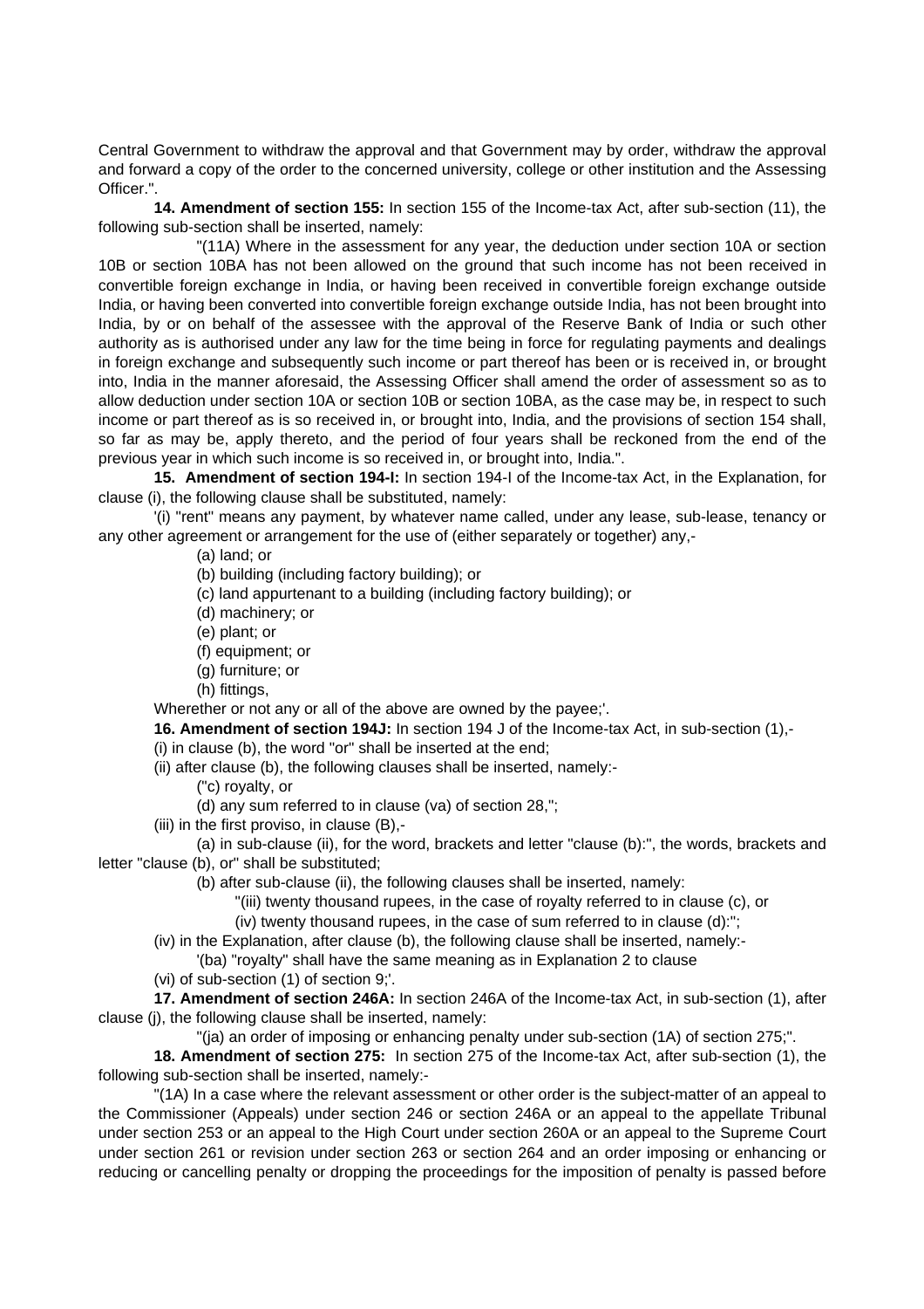Central Government to withdraw the approval and that Government may by order, withdraw the approval and forward a copy of the order to the concerned university, college or other institution and the Assessing Officer.".

**14. Amendment of section 155:** In section 155 of the Income-tax Act, after sub-section (11), the following sub-section shall be inserted, namely:

"(11A) Where in the assessment for any year, the deduction under section 10A or section 10B or section 10BA has not been allowed on the ground that such income has not been received in convertible foreign exchange in India, or having been received in convertible foreign exchange outside India, or having been converted into convertible foreign exchange outside India, has not been brought into India, by or on behalf of the assessee with the approval of the Reserve Bank of India or such other authority as is authorised under any law for the time being in force for regulating payments and dealings in foreign exchange and subsequently such income or part thereof has been or is received in, or brought into, India in the manner aforesaid, the Assessing Officer shall amend the order of assessment so as to allow deduction under section 10A or section 10B or section 10BA, as the case may be, in respect to such income or part thereof as is so received in, or brought into, India, and the provisions of section 154 shall, so far as may be, apply thereto, and the period of four years shall be reckoned from the end of the previous year in which such income is so received in, or brought into, India.".

**15. Amendment of section 194-I:** In section 194-I of the Income-tax Act, in the Explanation, for clause (i), the following clause shall be substituted, namely:

'(i) "rent" means any payment, by whatever name called, under any lease, sub-lease, tenancy or any other agreement or arrangement for the use of (either separately or together) any,-

(a) land; or

(b) building (including factory building); or

(c) land appurtenant to a building (including factory building); or

(d) machinery; or

(e) plant; or

(f) equipment; or

(g) furniture; or

(h) fittings,

Wherether or not any or all of the above are owned by the payee;'.

**16. Amendment of section 194J:** In section 194 J of the Income-tax Act, in sub-section (1),-

(i) in clause (b), the word "or" shall be inserted at the end;

(ii) after clause (b), the following clauses shall be inserted, namely:-

("c) royalty, or

(d) any sum referred to in clause (va) of section 28,";

(iii) in the first proviso, in clause (B),-

(a) in sub-clause (ii), for the word, brackets and letter "clause (b):", the words, brackets and letter "clause (b), or" shall be substituted;

(b) after sub-clause (ii), the following clauses shall be inserted, namely:

"(iii) twenty thousand rupees, in the case of royalty referred to in clause (c), or

(iv) twenty thousand rupees, in the case of sum referred to in clause (d):";

(iv) in the Explanation, after clause (b), the following clause shall be inserted, namely:-

'(ba) "royalty" shall have the same meaning as in Explanation 2 to clause

(vi) of sub-section (1) of section 9;'.

**17. Amendment of section 246A:** In section 246A of the Income-tax Act, in sub-section (1), after clause (j), the following clause shall be inserted, namely:

"(ja) an order of imposing or enhancing penalty under sub-section (1A) of section 275;".

**18. Amendment of section 275:** In section 275 of the Income-tax Act, after sub-section (1), the following sub-section shall be inserted, namely:-

"(1A) In a case where the relevant assessment or other order is the subject-matter of an appeal to the Commissioner (Appeals) under section 246 or section 246A or an appeal to the appellate Tribunal under section 253 or an appeal to the High Court under section 260A or an appeal to the Supreme Court under section 261 or revision under section 263 or section 264 and an order imposing or enhancing or reducing or cancelling penalty or dropping the proceedings for the imposition of penalty is passed before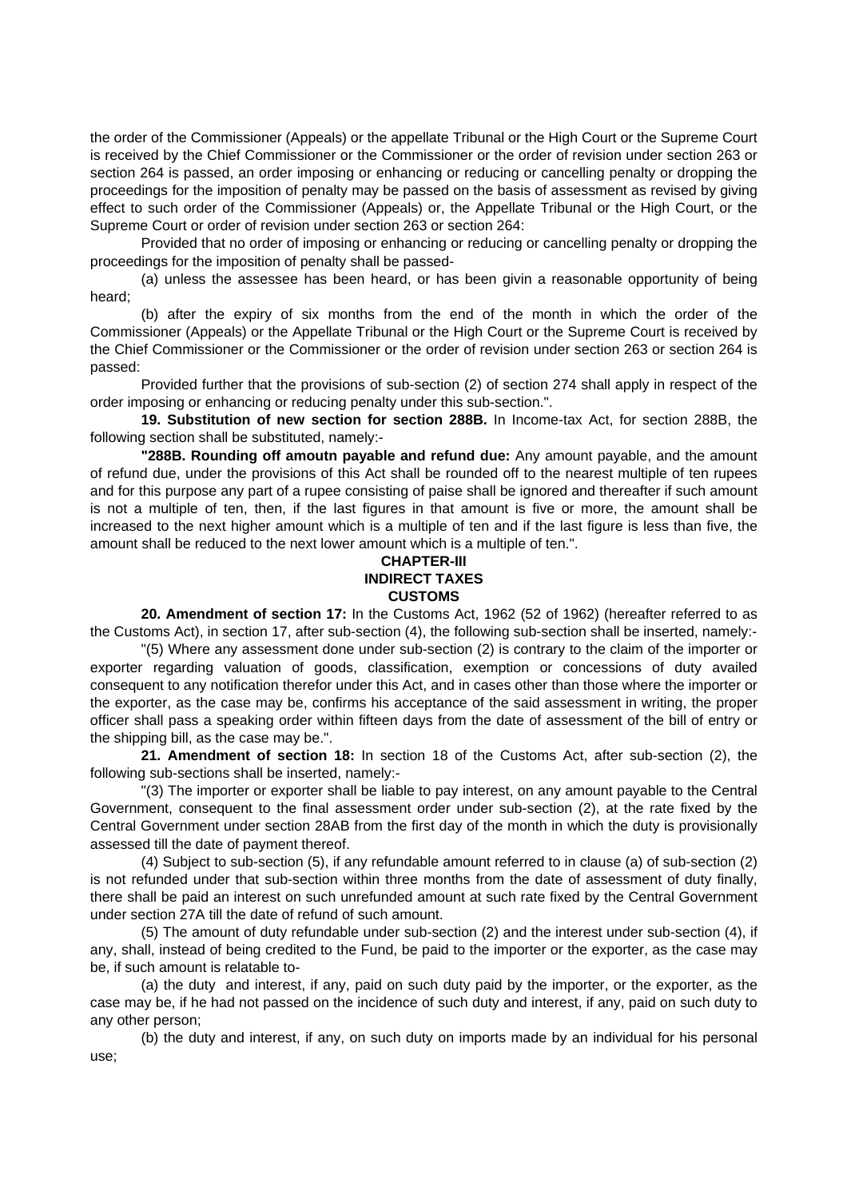the order of the Commissioner (Appeals) or the appellate Tribunal or the High Court or the Supreme Court is received by the Chief Commissioner or the Commissioner or the order of revision under section 263 or section 264 is passed, an order imposing or enhancing or reducing or cancelling penalty or dropping the proceedings for the imposition of penalty may be passed on the basis of assessment as revised by giving effect to such order of the Commissioner (Appeals) or, the Appellate Tribunal or the High Court, or the Supreme Court or order of revision under section 263 or section 264:

Provided that no order of imposing or enhancing or reducing or cancelling penalty or dropping the proceedings for the imposition of penalty shall be passed-

(a) unless the assessee has been heard, or has been givin a reasonable opportunity of being heard;

(b) after the expiry of six months from the end of the month in which the order of the Commissioner (Appeals) or the Appellate Tribunal or the High Court or the Supreme Court is received by the Chief Commissioner or the Commissioner or the order of revision under section 263 or section 264 is passed:

Provided further that the provisions of sub-section (2) of section 274 shall apply in respect of the order imposing or enhancing or reducing penalty under this sub-section.".

**19. Substitution of new section for section 288B.** In Income-tax Act, for section 288B, the following section shall be substituted, namely:-

**"288B. Rounding off amoutn payable and refund due:** Any amount payable, and the amount of refund due, under the provisions of this Act shall be rounded off to the nearest multiple of ten rupees and for this purpose any part of a rupee consisting of paise shall be ignored and thereafter if such amount is not a multiple of ten, then, if the last figures in that amount is five or more, the amount shall be increased to the next higher amount which is a multiple of ten and if the last figure is less than five, the amount shall be reduced to the next lower amount which is a multiple of ten.".

## CHAPTER-III
## INDIRECT TAXES
## CUSTOMS

**20. Amendment of section 17:** In the Customs Act, 1962 (52 of 1962) (hereafter referred to as the Customs Act), in section 17, after sub-section (4), the following sub-section shall be inserted, namely:-

"(5) Where any assessment done under sub-section (2) is contrary to the claim of the importer or exporter regarding valuation of goods, classification, exemption or concessions of duty availed consequent to any notification therefor under this Act, and in cases other than those where the importer or the exporter, as the case may be, confirms his acceptance of the said assessment in writing, the proper officer shall pass a speaking order within fifteen days from the date of assessment of the bill of entry or the shipping bill, as the case may be.".

**21. Amendment of section 18:** In section 18 of the Customs Act, after sub-section (2), the following sub-sections shall be inserted, namely:-

"(3) The importer or exporter shall be liable to pay interest, on any amount payable to the Central Government, consequent to the final assessment order under sub-section (2), at the rate fixed by the Central Government under section 28AB from the first day of the month in which the duty is provisionally assessed till the date of payment thereof.

(4) Subject to sub-section (5), if any refundable amount referred to in clause (a) of sub-section (2) is not refunded under that sub-section within three months from the date of assessment of duty finally, there shall be paid an interest on such unrefunded amount at such rate fixed by the Central Government under section 27A till the date of refund of such amount.

(5) The amount of duty refundable under sub-section (2) and the interest under sub-section (4), if any, shall, instead of being credited to the Fund, be paid to the importer or the exporter, as the case may be, if such amount is relatable to-

(a) the duty and interest, if any, paid on such duty paid by the importer, or the exporter, as the case may be, if he had not passed on the incidence of such duty and interest, if any, paid on such duty to any other person;

(b) the duty and interest, if any, on such duty on imports made by an individual for his personal use;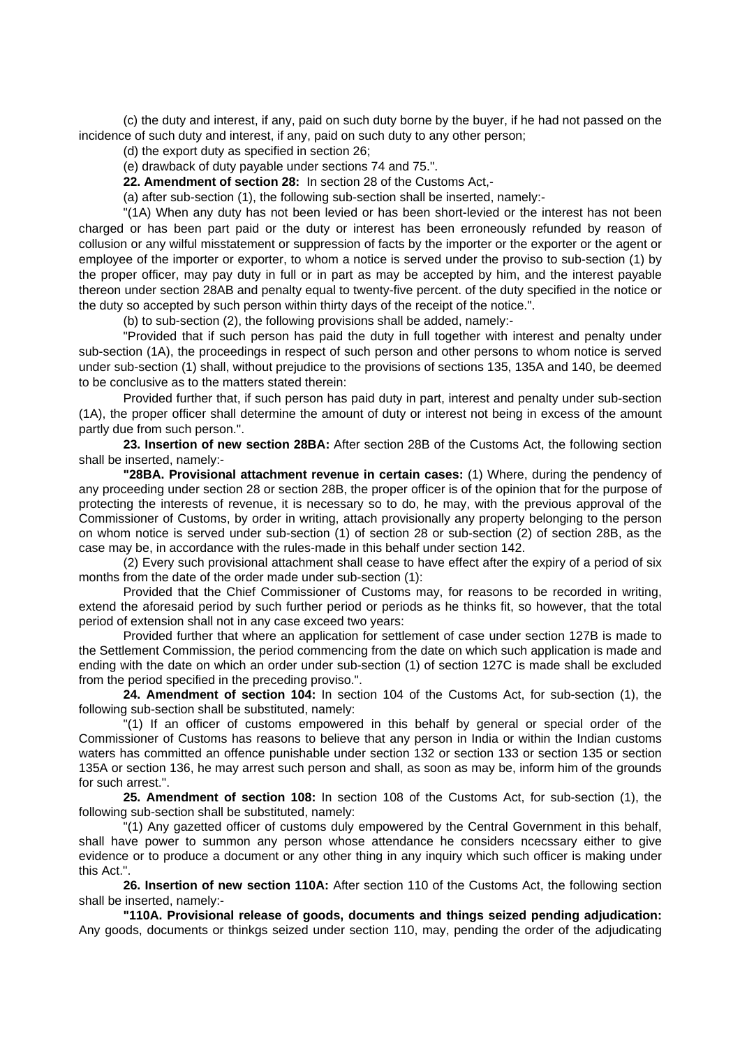(c) the duty and interest, if any, paid on such duty borne by the buyer, if he had not passed on the incidence of such duty and interest, if any, paid on such duty to any other person;

(d) the export duty as specified in section 26;

(e) drawback of duty payable under sections 74 and 75.".

**22. Amendment of section 28:** In section 28 of the Customs Act,-

(a) after sub-section (1), the following sub-section shall be inserted, namely:-

"(1A) When any duty has not been levied or has been short-levied or the interest has not been charged or has been part paid or the duty or interest has been erroneously refunded by reason of collusion or any wilful misstatement or suppression of facts by the importer or the exporter or the agent or employee of the importer or exporter, to whom a notice is served under the proviso to sub-section (1) by the proper officer, may pay duty in full or in part as may be accepted by him, and the interest payable thereon under section 28AB and penalty equal to twenty-five percent. of the duty specified in the notice or the duty so accepted by such person within thirty days of the receipt of the notice.".

(b) to sub-section (2), the following provisions shall be added, namely:-

"Provided that if such person has paid the duty in full together with interest and penalty under sub-section (1A), the proceedings in respect of such person and other persons to whom notice is served under sub-section (1) shall, without prejudice to the provisions of sections 135, 135A and 140, be deemed to be conclusive as to the matters stated therein:

Provided further that, if such person has paid duty in part, interest and penalty under sub-section (1A), the proper officer shall determine the amount of duty or interest not being in excess of the amount partly due from such person.".

**23. Insertion of new section 28BA:** After section 28B of the Customs Act, the following section shall be inserted, namely:-

**"28BA. Provisional attachment revenue in certain cases:** (1) Where, during the pendency of any proceeding under section 28 or section 28B, the proper officer is of the opinion that for the purpose of protecting the interests of revenue, it is necessary so to do, he may, with the previous approval of the Commissioner of Customs, by order in writing, attach provisionally any property belonging to the person on whom notice is served under sub-section (1) of section 28 or sub-section (2) of section 28B, as the case may be, in accordance with the rules-made in this behalf under section 142.

(2) Every such provisional attachment shall cease to have effect after the expiry of a period of six months from the date of the order made under sub-section (1):

Provided that the Chief Commissioner of Customs may, for reasons to be recorded in writing, extend the aforesaid period by such further period or periods as he thinks fit, so however, that the total period of extension shall not in any case exceed two years:

Provided further that where an application for settlement of case under section 127B is made to the Settlement Commission, the period commencing from the date on which such application is made and ending with the date on which an order under sub-section (1) of section 127C is made shall be excluded from the period specified in the preceding proviso.".

**24. Amendment of section 104:** In section 104 of the Customs Act, for sub-section (1), the following sub-section shall be substituted, namely:

"(1) If an officer of customs empowered in this behalf by general or special order of the Commissioner of Customs has reasons to believe that any person in India or within the Indian customs waters has committed an offence punishable under section 132 or section 133 or section 135 or section 135A or section 136, he may arrest such person and shall, as soon as may be, inform him of the grounds for such arrest.".

**25. Amendment of section 108:** In section 108 of the Customs Act, for sub-section (1), the following sub-section shall be substituted, namely:

"(1) Any gazetted officer of customs duly empowered by the Central Government in this behalf, shall have power to summon any person whose attendance he considers ncecssary either to give evidence or to produce a document or any other thing in any inquiry which such officer is making under this Act.".

**26. Insertion of new section 110A:** After section 110 of the Customs Act, the following section shall be inserted, namely:-

**"110A. Provisional release of goods, documents and things seized pending adjudication:** Any goods, documents or thinkgs seized under section 110, may, pending the order of the adjudicating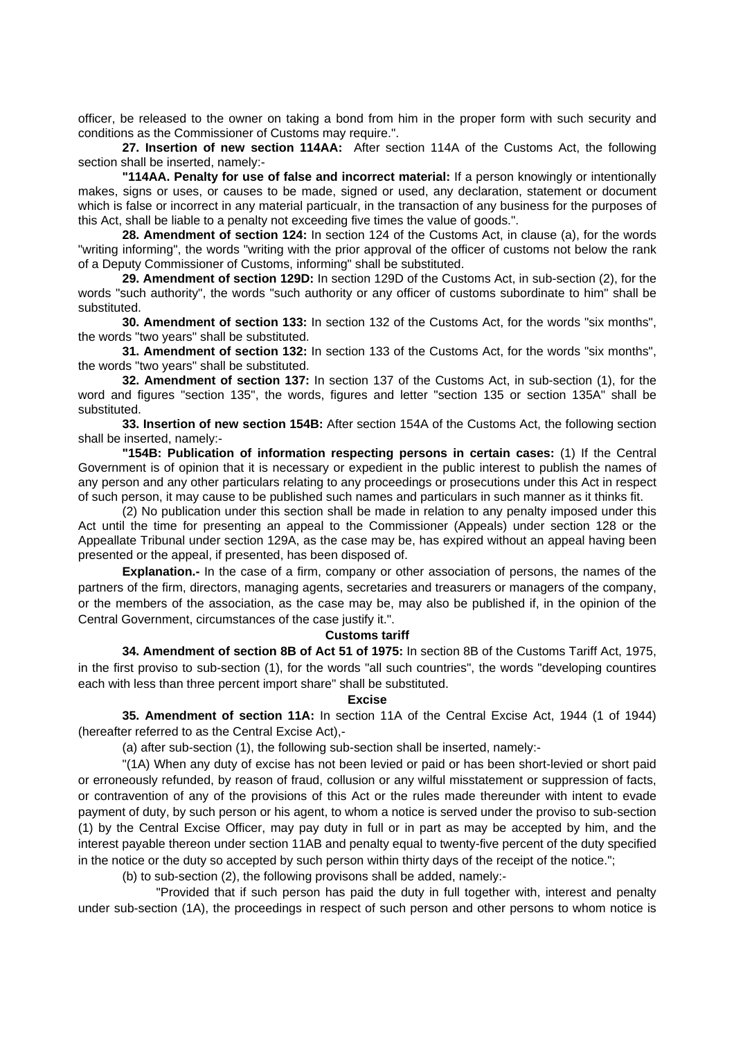officer, be released to the owner on taking a bond from him in the proper form with such security and conditions as the Commissioner of Customs may require.".

**27. Insertion of new section 114AA:** After section 114A of the Customs Act, the following section shall be inserted, namely:-

**"114AA. Penalty for use of false and incorrect material:** If a person knowingly or intentionally makes, signs or uses, or causes to be made, signed or used, any declaration, statement or document which is false or incorrect in any material particualr, in the transaction of any business for the purposes of this Act, shall be liable to a penalty not exceeding five times the value of goods.".

**28. Amendment of section 124:** In section 124 of the Customs Act, in clause (a), for the words "writing informing", the words "writing with the prior approval of the officer of customs not below the rank of a Deputy Commissioner of Customs, informing" shall be substituted.

**29. Amendment of section 129D:** In section 129D of the Customs Act, in sub-section (2), for the words "such authority", the words "such authority or any officer of customs subordinate to him" shall be substituted.

**30. Amendment of section 133:** In section 132 of the Customs Act, for the words "six months", the words "two years" shall be substituted.

**31. Amendment of section 132:** In section 133 of the Customs Act, for the words "six months", the words "two years" shall be substituted.

**32. Amendment of section 137:** In section 137 of the Customs Act, in sub-section (1), for the word and figures "section 135", the words, figures and letter "section 135 or section 135A" shall be substituted.

**33. Insertion of new section 154B:** After section 154A of the Customs Act, the following section shall be inserted, namely:-

**"154B: Publication of information respecting persons in certain cases:** (1) If the Central Government is of opinion that it is necessary or expedient in the public interest to publish the names of any person and any other particulars relating to any proceedings or prosecutions under this Act in respect of such person, it may cause to be published such names and particulars in such manner as it thinks fit.

(2) No publication under this section shall be made in relation to any penalty imposed under this Act until the time for presenting an appeal to the Commissioner (Appeals) under section 128 or the Appeallate Tribunal under section 129A, as the case may be, has expired without an appeal having been presented or the appeal, if presented, has been disposed of.

**Explanation.-** In the case of a firm, company or other association of persons, the names of the partners of the firm, directors, managing agents, secretaries and treasurers or managers of the company, or the members of the association, as the case may be, may also be published if, in the opinion of the Central Government, circumstances of the case justify it.".

**Customs tariff**

**34. Amendment of section 8B of Act 51 of 1975:** In section 8B of the Customs Tariff Act, 1975, in the first proviso to sub-section (1), for the words "all such countries", the words "developing countires each with less than three percent import share" shall be substituted.

**Excise**

**35. Amendment of section 11A:** In section 11A of the Central Excise Act, 1944 (1 of 1944) (hereafter referred to as the Central Excise Act),-

(a) after sub-section (1), the following sub-section shall be inserted, namely:-

"(1A) When any duty of excise has not been levied or paid or has been short-levied or short paid or erroneously refunded, by reason of fraud, collusion or any wilful misstatement or suppression of facts, or contravention of any of the provisions of this Act or the rules made thereunder with intent to evade payment of duty, by such person or his agent, to whom a notice is served under the proviso to sub-section (1) by the Central Excise Officer, may pay duty in full or in part as may be accepted by him, and the interest payable thereon under section 11AB and penalty equal to twenty-five percent of the duty specified in the notice or the duty so accepted by such person within thirty days of the receipt of the notice.";

(b) to sub-section (2), the following provisons shall be added, namely:-

"Provided that if such person has paid the duty in full together with, interest and penalty under sub-section (1A), the proceedings in respect of such person and other persons to whom notice is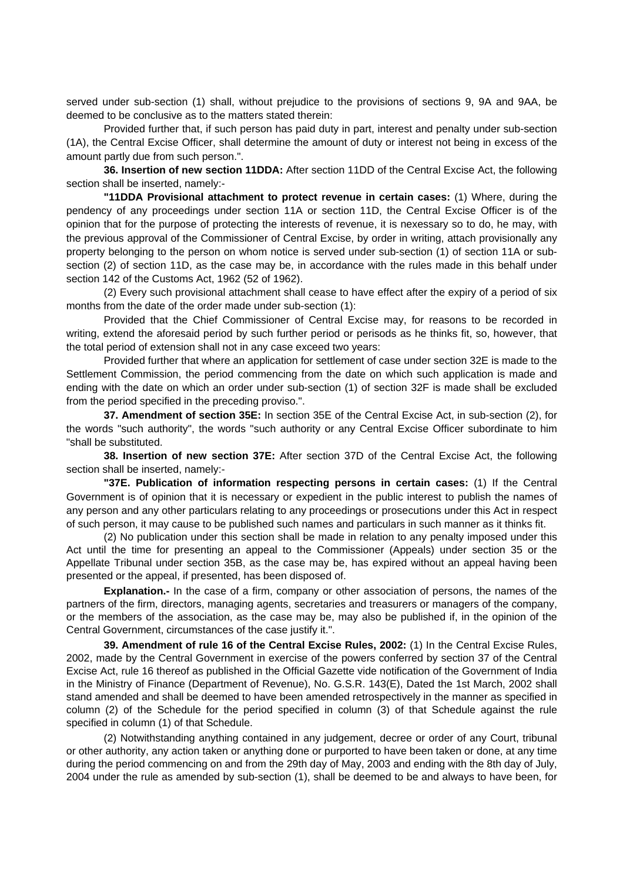served under sub-section (1) shall, without prejudice to the provisions of sections 9, 9A and 9AA, be deemed to be conclusive as to the matters stated therein:

Provided further that, if such person has paid duty in part, interest and penalty under sub-section (1A), the Central Excise Officer, shall determine the amount of duty or interest not being in excess of the amount partly due from such person.".

**36. Insertion of new section 11DDA:** After section 11DD of the Central Excise Act, the following section shall be inserted, namely:-

**"11DDA Provisional attachment to protect revenue in certain cases:** (1) Where, during the pendency of any proceedings under section 11A or section 11D, the Central Excise Officer is of the opinion that for the purpose of protecting the interests of revenue, it is nexessary so to do, he may, with the previous approval of the Commissioner of Central Excise, by order in writing, attach provisionally any property belonging to the person on whom notice is served under sub-section (1) of section 11A or sub-section (2) of section 11D, as the case may be, in accordance with the rules made in this behalf under section 142 of the Customs Act, 1962 (52 of 1962).

(2) Every such provisional attachment shall cease to have effect after the expiry of a period of six months from the date of the order made under sub-section (1):

Provided that the Chief Commissioner of Central Excise may, for reasons to be recorded in writing, extend the aforesaid period by such further period or perisods as he thinks fit, so, however, that the total period of extension shall not in any case exceed two years:

Provided further that where an application for settlement of case under section 32E is made to the Settlement Commission, the period commencing from the date on which such application is made and ending with the date on which an order under sub-section (1) of section 32F is made shall be excluded from the period specified in the preceding proviso.".

**37. Amendment of section 35E:** In section 35E of the Central Excise Act, in sub-section (2), for the words "such authority", the words "such authority or any Central Excise Officer subordinate to him "shall be substituted.

**38. Insertion of new section 37E:** After section 37D of the Central Excise Act, the following section shall be inserted, namely:-

**"37E. Publication of information respecting persons in certain cases:** (1) If the Central Government is of opinion that it is necessary or expedient in the public interest to publish the names of any person and any other particulars relating to any proceedings or prosecutions under this Act in respect of such person, it may cause to be published such names and particulars in such manner as it thinks fit.

(2) No publication under this section shall be made in relation to any penalty imposed under this Act until the time for presenting an appeal to the Commissioner (Appeals) under section 35 or the Appellate Tribunal under section 35B, as the case may be, has expired without an appeal having been presented or the appeal, if presented, has been disposed of.

**Explanation.-** In the case of a firm, company or other association of persons, the names of the partners of the firm, directors, managing agents, secretaries and treasurers or managers of the company, or the members of the association, as the case may be, may also be published if, in the opinion of the Central Government, circumstances of the case justify it.".

**39. Amendment of rule 16 of the Central Excise Rules, 2002:** (1) In the Central Excise Rules, 2002, made by the Central Government in exercise of the powers conferred by section 37 of the Central Excise Act, rule 16 thereof as published in the Official Gazette vide notification of the Government of India in the Ministry of Finance (Department of Revenue), No. G.S.R. 143(E), Dated the 1st March, 2002 shall stand amended and shall be deemed to have been amended retrospectively in the manner as specified in column (2) of the Schedule for the period specified in column (3) of that Schedule against the rule specified in column (1) of that Schedule.

(2) Notwithstanding anything contained in any judgement, decree or order of any Court, tribunal or other authority, any action taken or anything done or purported to have been taken or done, at any time during the period commencing on and from the 29th day of May, 2003 and ending with the 8th day of July, 2004 under the rule as amended by sub-section (1), shall be deemed to be and always to have been, for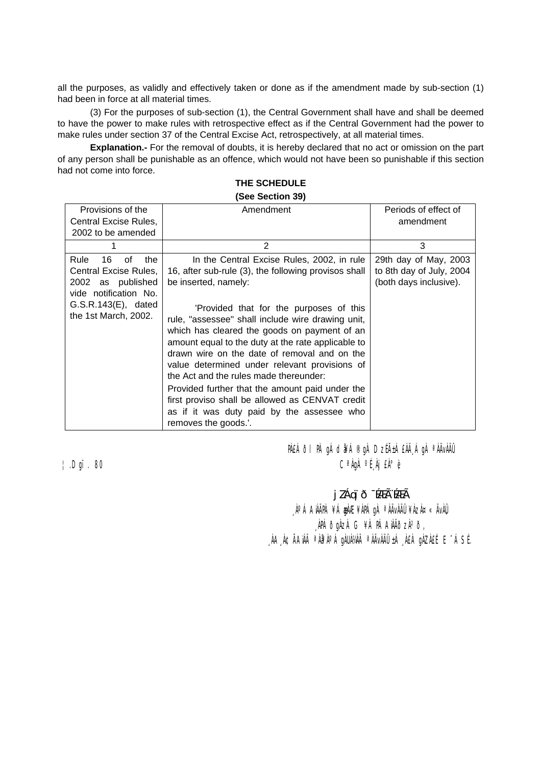all the purposes, as validly and effectively taken or done as if the amendment made by sub-section (1) had been in force at all material times.

(3) For the purposes of sub-section (1), the Central Government shall have and shall be deemed to have the power to make rules with retrospective effect as if the Central Government had the power to make rules under section 37 of the Central Excise Act, retrospectively, at all material times.

**Explanation.-** For the removal of doubts, it is hereby declared that no act or omission on the part of any person shall be punishable as an offence, which would not have been so punishable if this section had not come into force.

**THE SCHEDULE**

**(See Section 39)**

| Provisions of the Central Excise Rules, 2002 to be amended | Amendment | Periods of effect of amendment |
|---|---|---|
| 1 | 2 | 3 |
| Rule 16 of the Central Excise Rules, 2002 as published vide notification No. G.S.R.143(E), dated the 1st March, 2002. | In the Central Excise Rules, 2002, in rule 16, after sub-rule (3), the following provisos shall be inserted, namely:<br><br>'Provided that for the purposes of this rule, "assessee" shall include wire drawing unit, which has cleared the goods on payment of an amount equal to the duty at the rate applicable to drawn wire on the date of removal and on the value determined under relevant provisions of the Act and the rules made thereunder:<br><br>Provided further that the amount paid under the first proviso shall be allowed as CENVAT credit as if it was duty paid by the assessee who removes the goods.'. | 29th day of May, 2003 to 8th day of July, 2004 (both days inclusive). |

PÀ£ÁðlPÀ gÁdå¥Á®gÀ DzÉñÁ£ÀÄ¸ÁgÀ ªÀÄvÀÄÛ

¦.D gï. 80 CªÀgÀ ºÉ¸Àj£À°è

jZÁqïð ¯ÉÆÃ¨ÉÆÃ

¸ÀPÁðgÀzÀ C¥ÀgÀ PÁAiÀÄðzÀ²ð ªÀÄvÀÄÛ ¥ÀzÀ¤«ÄvÀÛ

¸ÀPÁðgÀzÀ G¥À PÁAiÀÄðzÀ²ð,

¸ÀA¸À¢ÃAiÀÄ ªÀåªÀºÁgÀUÀ¼ÀÄ ªÀÄvÀÄÛ ±Á¸À£À gÀZÀ£É E¯ÁSÉ.